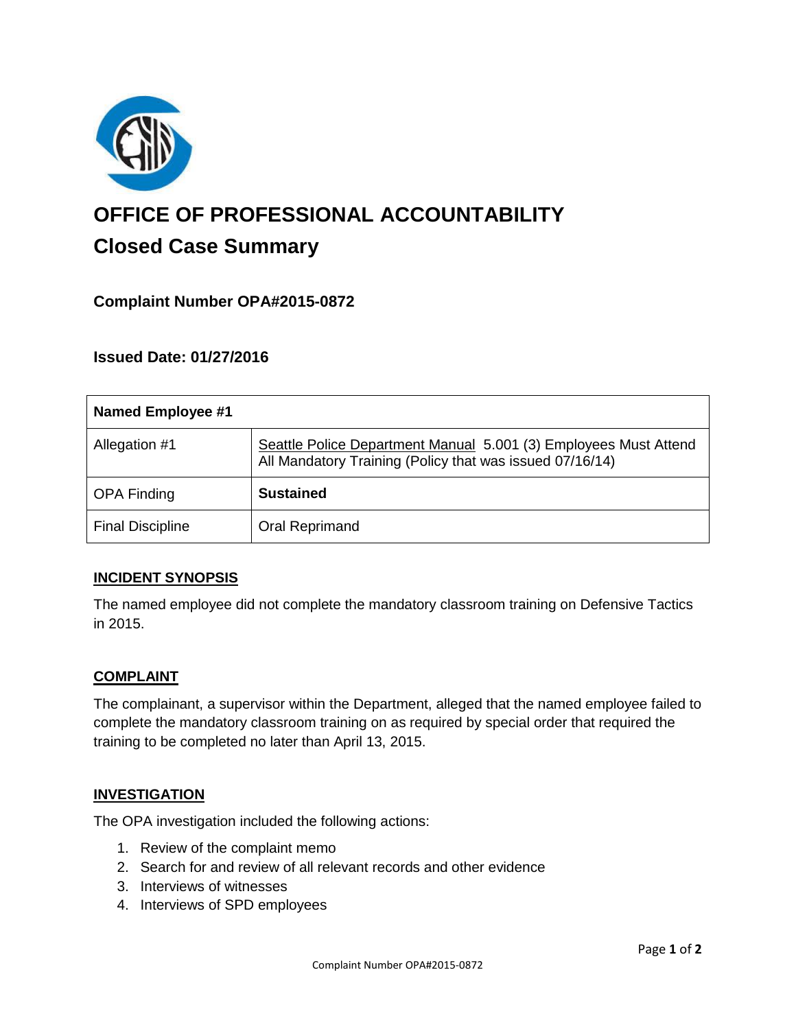# OFFICE OF PROFESSIONAL ACCOUNTABILITY

## Closed Case Summary

### Complaint Number OPA#2015-0872

### Issued Date: 01/27/2016

| Named Employee #1 | |
|---|---|
| Allegation #1 | Seattle Police Department Manual 5.001 (3) Employees Must Attend All Mandatory Training (Policy that was issued 07/16/14) |
| OPA Finding | **Sustained** |
| Final Discipline | Oral Reprimand |

**INCIDENT SYNOPSIS**

The named employee did not complete the mandatory classroom training on Defensive Tactics in 2015.

**COMPLAINT**

The complainant, a supervisor within the Department, alleged that the named employee failed to complete the mandatory classroom training on as required by special order that required the training to be completed no later than April 13, 2015.

**INVESTIGATION**

The OPA investigation included the following actions:

1. Review of the complaint memo
2. Search for and review of all relevant records and other evidence
3. Interviews of witnesses
4. Interviews of SPD employees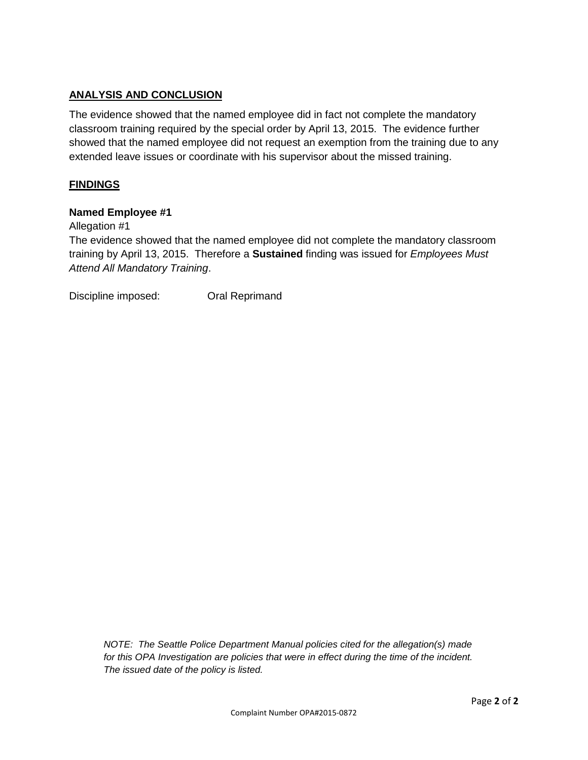## ANALYSIS AND CONCLUSION

The evidence showed that the named employee did in fact not complete the mandatory classroom training required by the special order by April 13, 2015. The evidence further showed that the named employee did not request an exemption from the training due to any extended leave issues or coordinate with his supervisor about the missed training.

## FINDINGS

**Named Employee #1**

Allegation #1

The evidence showed that the named employee did not complete the mandatory classroom training by April 13, 2015. Therefore a **Sustained** finding was issued for *Employees Must Attend All Mandatory Training*.

Discipline imposed: Oral Reprimand

*NOTE: The Seattle Police Department Manual policies cited for the allegation(s) made for this OPA Investigation are policies that were in effect during the time of the incident. The issued date of the policy is listed.*

Complaint Number OPA#2015-0872